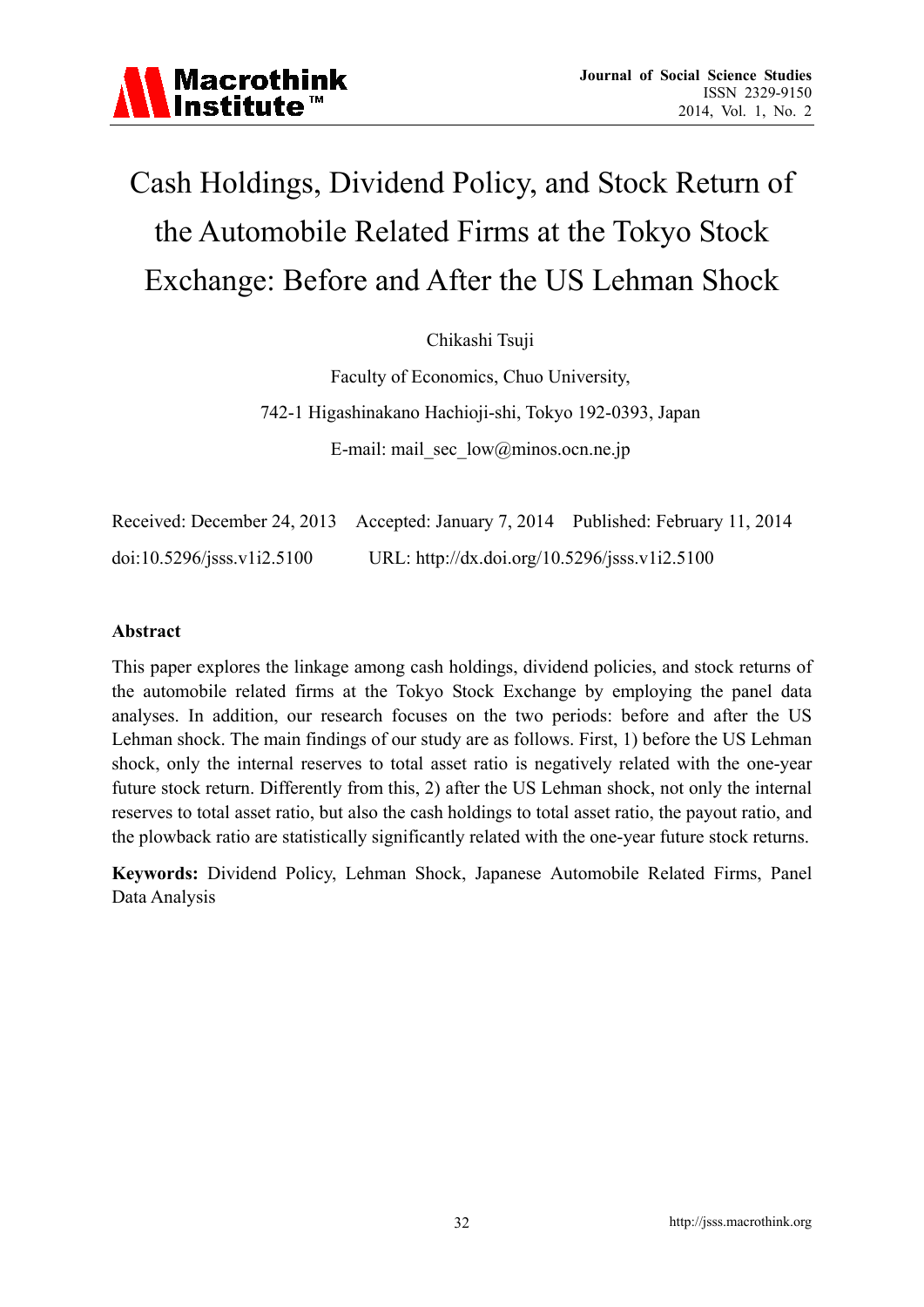# Cash Holdings, Dividend Policy, and Stock Return of the Automobile Related Firms at the Tokyo Stock Exchange: Before and After the US Lehman Shock

Chikashi Tsuji

Faculty of Economics, Chuo University,

742-1 Higashinakano Hachioji-shi, Tokyo 192-0393, Japan

E-mail: mail_sec_low@minos.ocn.ne.jp

Received: December 24, 2013 Accepted: January 7, 2014 Published: February 11, 2014

doi:10.5296/jsss.v1i2.5100 URL: http://dx.doi.org/10.5296/jsss.v1i2.5100

## Abstract

This paper explores the linkage among cash holdings, dividend policies, and stock returns of the automobile related firms at the Tokyo Stock Exchange by employing the panel data analyses. In addition, our research focuses on the two periods: before and after the US Lehman shock. The main findings of our study are as follows. First, 1) before the US Lehman shock, only the internal reserves to total asset ratio is negatively related with the one-year future stock return. Differently from this, 2) after the US Lehman shock, not only the internal reserves to total asset ratio, but also the cash holdings to total asset ratio, the payout ratio, and the plowback ratio are statistically significantly related with the one-year future stock returns.

**Keywords:** Dividend Policy, Lehman Shock, Japanese Automobile Related Firms, Panel Data Analysis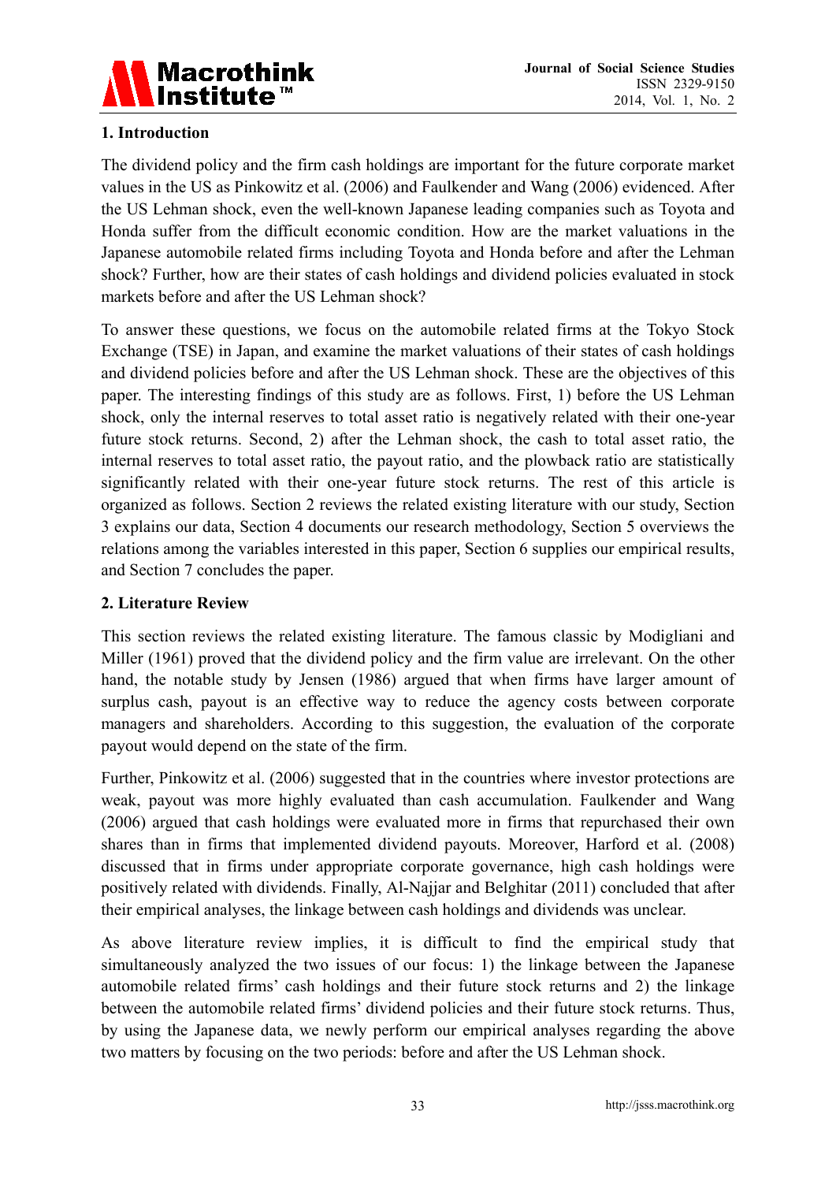## 1. Introduction

The dividend policy and the firm cash holdings are important for the future corporate market values in the US as Pinkowitz et al. (2006) and Faulkender and Wang (2006) evidenced. After the US Lehman shock, even the well-known Japanese leading companies such as Toyota and Honda suffer from the difficult economic condition. How are the market valuations in the Japanese automobile related firms including Toyota and Honda before and after the Lehman shock? Further, how are their states of cash holdings and dividend policies evaluated in stock markets before and after the US Lehman shock?

To answer these questions, we focus on the automobile related firms at the Tokyo Stock Exchange (TSE) in Japan, and examine the market valuations of their states of cash holdings and dividend policies before and after the US Lehman shock. These are the objectives of this paper. The interesting findings of this study are as follows. First, 1) before the US Lehman shock, only the internal reserves to total asset ratio is negatively related with their one-year future stock returns. Second, 2) after the Lehman shock, the cash to total asset ratio, the internal reserves to total asset ratio, the payout ratio, and the plowback ratio are statistically significantly related with their one-year future stock returns. The rest of this article is organized as follows. Section 2 reviews the related existing literature with our study, Section 3 explains our data, Section 4 documents our research methodology, Section 5 overviews the relations among the variables interested in this paper, Section 6 supplies our empirical results, and Section 7 concludes the paper.

## 2. Literature Review

This section reviews the related existing literature. The famous classic by Modigliani and Miller (1961) proved that the dividend policy and the firm value are irrelevant. On the other hand, the notable study by Jensen (1986) argued that when firms have larger amount of surplus cash, payout is an effective way to reduce the agency costs between corporate managers and shareholders. According to this suggestion, the evaluation of the corporate payout would depend on the state of the firm.

Further, Pinkowitz et al. (2006) suggested that in the countries where investor protections are weak, payout was more highly evaluated than cash accumulation. Faulkender and Wang (2006) argued that cash holdings were evaluated more in firms that repurchased their own shares than in firms that implemented dividend payouts. Moreover, Harford et al. (2008) discussed that in firms under appropriate corporate governance, high cash holdings were positively related with dividends. Finally, Al-Najjar and Belghitar (2011) concluded that after their empirical analyses, the linkage between cash holdings and dividends was unclear.

As above literature review implies, it is difficult to find the empirical study that simultaneously analyzed the two issues of our focus: 1) the linkage between the Japanese automobile related firms' cash holdings and their future stock returns and 2) the linkage between the automobile related firms' dividend policies and their future stock returns. Thus, by using the Japanese data, we newly perform our empirical analyses regarding the above two matters by focusing on the two periods: before and after the US Lehman shock.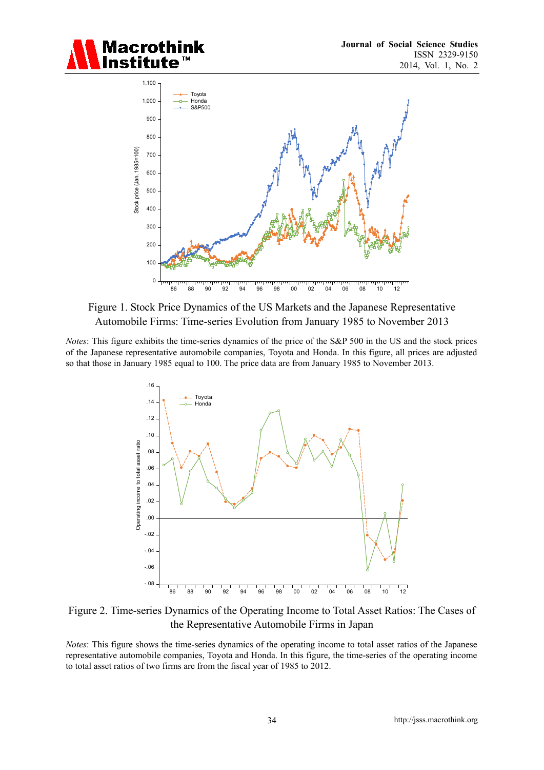Figure 1. Stock Price Dynamics of the US Markets and the Japanese Representative Automobile Firms: Time-series Evolution from January 1985 to November 2013

*Notes*: This figure exhibits the time-series dynamics of the price of the S&P 500 in the US and the stock prices of the Japanese representative automobile companies, Toyota and Honda. In this figure, all prices are adjusted so that those in January 1985 equal to 100. The price data are from January 1985 to November 2013.

Figure 2. Time-series Dynamics of the Operating Income to Total Asset Ratios: The Cases of the Representative Automobile Firms in Japan

*Notes*: This figure shows the time-series dynamics of the operating income to total asset ratios of the Japanese representative automobile companies, Toyota and Honda. In this figure, the time-series of the operating income to total asset ratios of two firms are from the fiscal year of 1985 to 2012.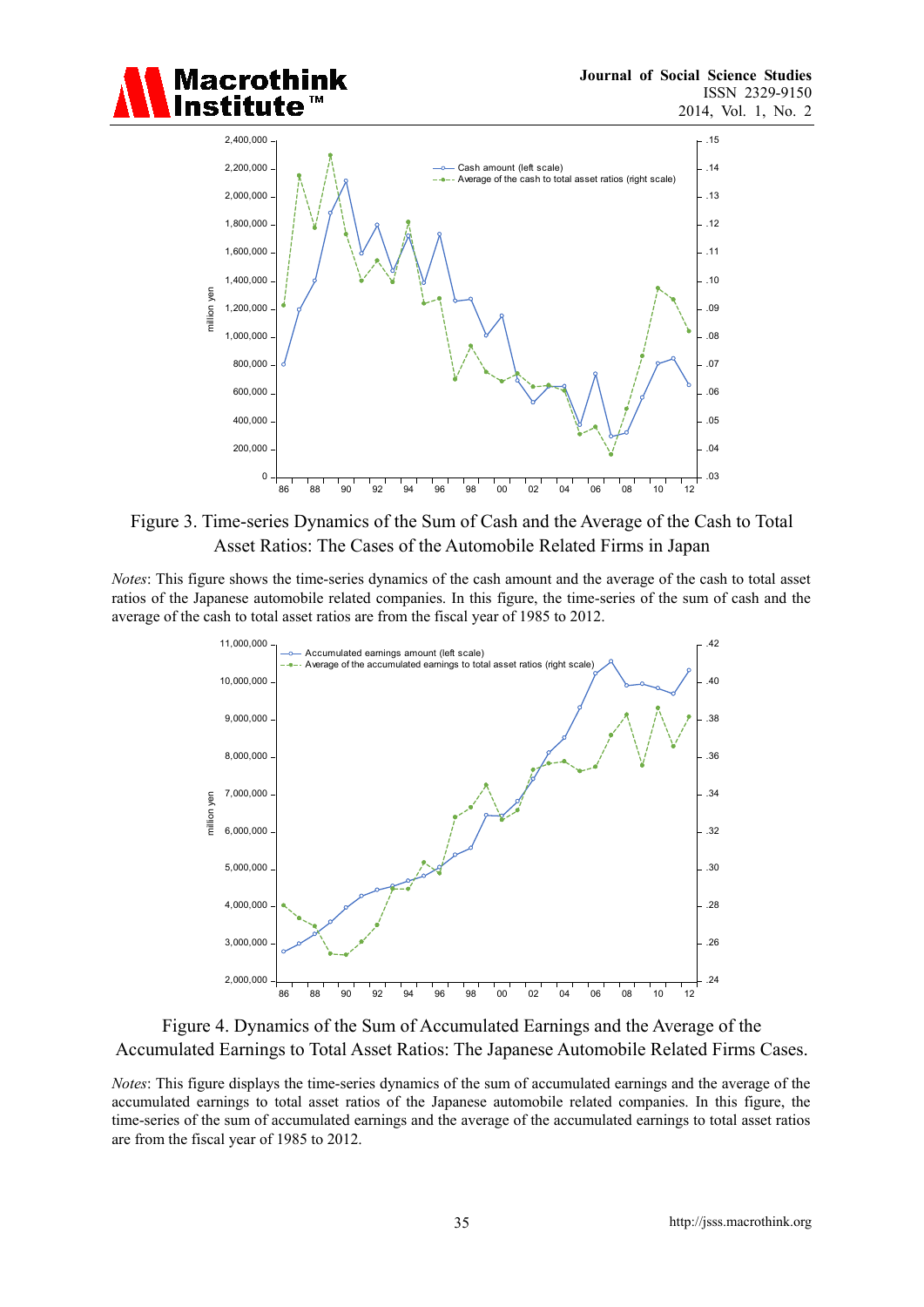Figure 3. Time-series Dynamics of the Sum of Cash and the Average of the Cash to Total Asset Ratios: The Cases of the Automobile Related Firms in Japan

*Notes*: This figure shows the time-series dynamics of the cash amount and the average of the cash to total asset ratios of the Japanese automobile related companies. In this figure, the time-series of the sum of cash and the average of the cash to total asset ratios are from the fiscal year of 1985 to 2012.

Figure 4. Dynamics of the Sum of Accumulated Earnings and the Average of the Accumulated Earnings to Total Asset Ratios: The Japanese Automobile Related Firms Cases.

*Notes*: This figure displays the time-series dynamics of the sum of accumulated earnings and the average of the accumulated earnings to total asset ratios of the Japanese automobile related companies. In this figure, the time-series of the sum of accumulated earnings and the average of the accumulated earnings to total asset ratios are from the fiscal year of 1985 to 2012.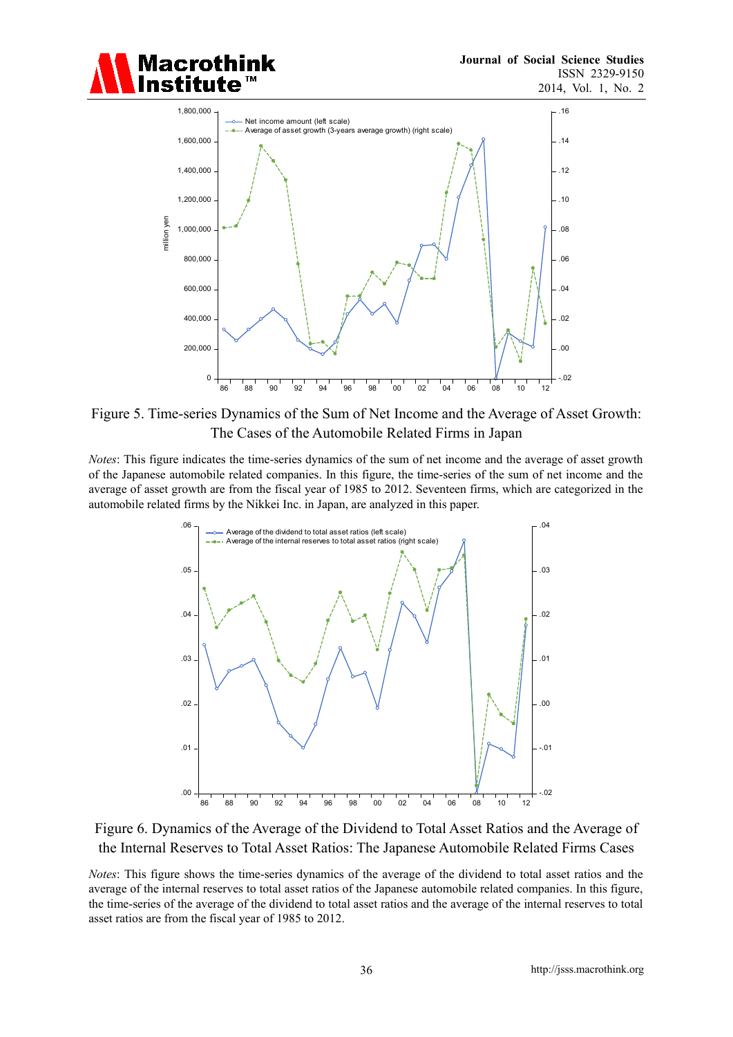Figure 5. Time-series Dynamics of the Sum of Net Income and the Average of Asset Growth: The Cases of the Automobile Related Firms in Japan

*Notes*: This figure indicates the time-series dynamics of the sum of net income and the average of asset growth of the Japanese automobile related companies. In this figure, the time-series of the sum of net income and the average of asset growth are from the fiscal year of 1985 to 2012. Seventeen firms, which are categorized in the automobile related firms by the Nikkei Inc. in Japan, are analyzed in this paper.

Figure 6. Dynamics of the Average of the Dividend to Total Asset Ratios and the Average of the Internal Reserves to Total Asset Ratios: The Japanese Automobile Related Firms Cases

*Notes*: This figure shows the time-series dynamics of the average of the dividend to total asset ratios and the average of the internal reserves to total asset ratios of the Japanese automobile related companies. In this figure, the time-series of the average of the dividend to total asset ratios and the average of the internal reserves to total asset ratios are from the fiscal year of 1985 to 2012.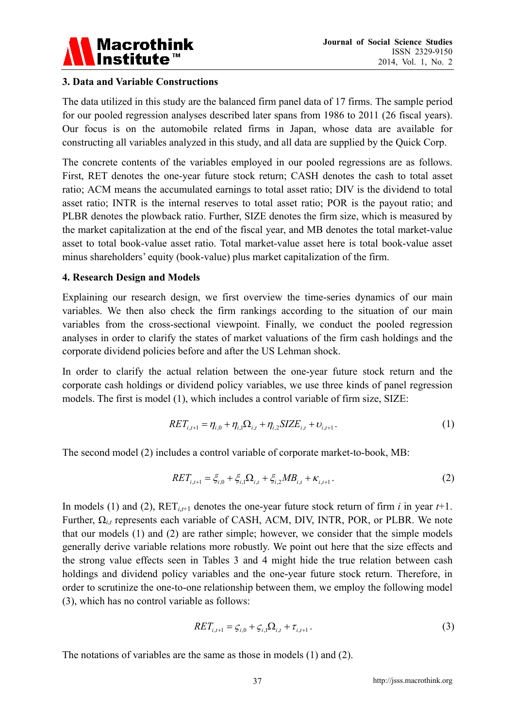## 3. Data and Variable Constructions

The data utilized in this study are the balanced firm panel data of 17 firms. The sample period for our pooled regression analyses described later spans from 1986 to 2011 (26 fiscal years). Our focus is on the automobile related firms in Japan, whose data are available for constructing all variables analyzed in this study, and all data are supplied by the Quick Corp.

The concrete contents of the variables employed in our pooled regressions are as follows. First, RET denotes the one-year future stock return; CASH denotes the cash to total asset ratio; ACM means the accumulated earnings to total asset ratio; DIV is the dividend to total asset ratio; INTR is the internal reserves to total asset ratio; POR is the payout ratio; and PLBR denotes the plowback ratio. Further, SIZE denotes the firm size, which is measured by the market capitalization at the end of the fiscal year, and MB denotes the total market-value asset to total book-value asset ratio. Total market-value asset here is total book-value asset minus shareholders' equity (book-value) plus market capitalization of the firm.

## 4. Research Design and Models

Explaining our research design, we first overview the time-series dynamics of our main variables. We then also check the firm rankings according to the situation of our main variables from the cross-sectional viewpoint. Finally, we conduct the pooled regression analyses in order to clarify the states of market valuations of the firm cash holdings and the corporate dividend policies before and after the US Lehman shock.

In order to clarify the actual relation between the one-year future stock return and the corporate cash holdings or dividend policy variables, we use three kinds of panel regression models. The first is model (1), which includes a control variable of firm size, SIZE:

$$RET_{i,t+1} = \eta_{i,0} + \eta_{i,1}\Omega_{i,t} + \eta_{i,2}SIZE_{i,t} + \upsilon_{i,t+1}. \tag{1}$$

The second model (2) includes a control variable of corporate market-to-book, MB:

$$RET_{i,t+1} = \xi_{i,0} + \xi_{i,1}\Omega_{i,t} + \xi_{i,2}MB_{i,t} + \kappa_{i,t+1}. \tag{2}$$

In models (1) and (2), $RET_{i,t+1}$ denotes the one-year future stock return of firm $i$ in year $t$+1. Further, $\Omega_{i,t}$ represents each variable of CASH, ACM, DIV, INTR, POR, or PLBR. We note that our models (1) and (2) are rather simple; however, we consider that the simple models generally derive variable relations more robustly. We point out here that the size effects and the strong value effects seen in Tables 3 and 4 might hide the true relation between cash holdings and dividend policy variables and the one-year future stock return. Therefore, in order to scrutinize the one-to-one relationship between them, we employ the following model (3), which has no control variable as follows:

$$RET_{i,t+1} = \varsigma_{i,0} + \varsigma_{i,1}\Omega_{i,t} + \tau_{i,t+1}. \tag{3}$$

The notations of variables are the same as those in models (1) and (2).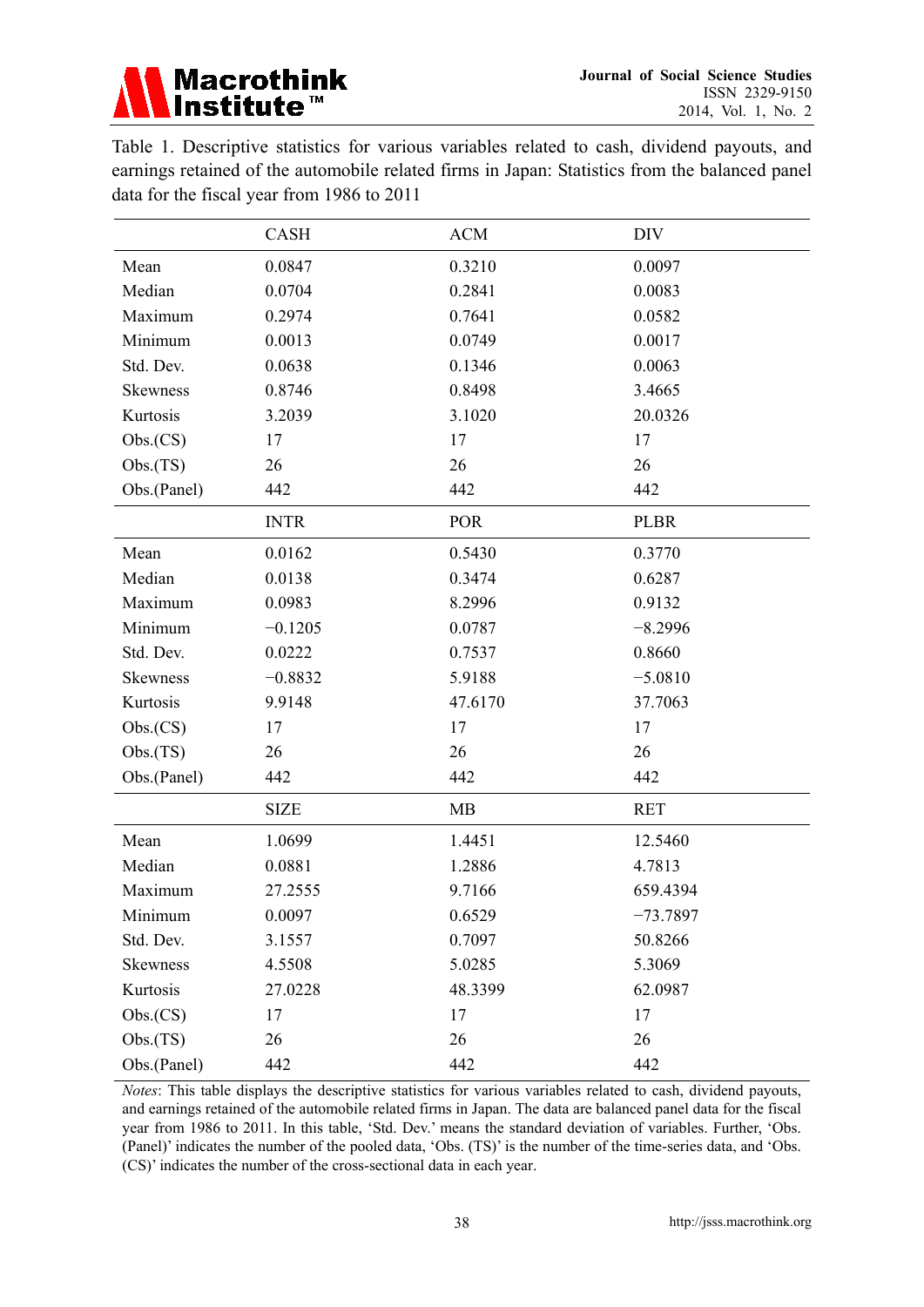Table 1. Descriptive statistics for various variables related to cash, dividend payouts, and earnings retained of the automobile related firms in Japan: Statistics from the balanced panel data for the fiscal year from 1986 to 2011

| | CASH | ACM | DIV |
|---|---|---|---|
| Mean | 0.0847 | 0.3210 | 0.0097 |
| Median | 0.0704 | 0.2841 | 0.0083 |
| Maximum | 0.2974 | 0.7641 | 0.0582 |
| Minimum | 0.0013 | 0.0749 | 0.0017 |
| Std. Dev. | 0.0638 | 0.1346 | 0.0063 |
| Skewness | 0.8746 | 0.8498 | 3.4665 |
| Kurtosis | 3.2039 | 3.1020 | 20.0326 |
| Obs.(CS) | 17 | 17 | 17 |
| Obs.(TS) | 26 | 26 | 26 |
| Obs.(Panel) | 442 | 442 | 442 |
| | **INTR** | **POR** | **PLBR** |
| Mean | 0.0162 | 0.5430 | 0.3770 |
| Median | 0.0138 | 0.3474 | 0.6287 |
| Maximum | 0.0983 | 8.2996 | 0.9132 |
| Minimum | −0.1205 | 0.0787 | −8.2996 |
| Std. Dev. | 0.0222 | 0.7537 | 0.8660 |
| Skewness | −0.8832 | 5.9188 | −5.0810 |
| Kurtosis | 9.9148 | 47.6170 | 37.7063 |
| Obs.(CS) | 17 | 17 | 17 |
| Obs.(TS) | 26 | 26 | 26 |
| Obs.(Panel) | 442 | 442 | 442 |
| | **SIZE** | **MB** | **RET** |
| Mean | 1.0699 | 1.4451 | 12.5460 |
| Median | 0.0881 | 1.2886 | 4.7813 |
| Maximum | 27.2555 | 9.7166 | 659.4394 |
| Minimum | 0.0097 | 0.6529 | −73.7897 |
| Std. Dev. | 3.1557 | 0.7097 | 50.8266 |
| Skewness | 4.5508 | 5.0285 | 5.3069 |
| Kurtosis | 27.0228 | 48.3399 | 62.0987 |
| Obs.(CS) | 17 | 17 | 17 |
| Obs.(TS) | 26 | 26 | 26 |
| Obs.(Panel) | 442 | 442 | 442 |

*Notes*: This table displays the descriptive statistics for various variables related to cash, dividend payouts, and earnings retained of the automobile related firms in Japan. The data are balanced panel data for the fiscal year from 1986 to 2011. In this table, 'Std. Dev.' means the standard deviation of variables. Further, 'Obs. (Panel)' indicates the number of the pooled data, 'Obs. (TS)' is the number of the time-series data, and 'Obs. (CS)' indicates the number of the cross-sectional data in each year.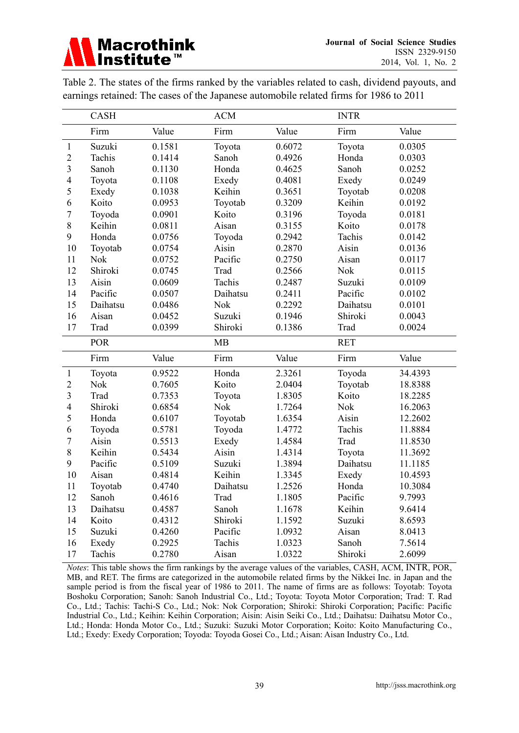Table 2. The states of the firms ranked by the variables related to cash, dividend payouts, and earnings retained: The cases of the Japanese automobile related firms for 1986 to 2011

| | CASH | | ACM | | INTR | |
|---|---|---|---|---|---|---|
| | Firm | Value | Firm | Value | Firm | Value |
| 1 | Suzuki | 0.1581 | Toyota | 0.6072 | Toyota | 0.0305 |
| 2 | Tachis | 0.1414 | Sanoh | 0.4926 | Honda | 0.0303 |
| 3 | Sanoh | 0.1130 | Honda | 0.4625 | Sanoh | 0.0252 |
| 4 | Toyota | 0.1108 | Exedy | 0.4081 | Exedy | 0.0249 |
| 5 | Exedy | 0.1038 | Keihin | 0.3651 | Toyotab | 0.0208 |
| 6 | Koito | 0.0953 | Toyotab | 0.3209 | Keihin | 0.0192 |
| 7 | Toyoda | 0.0901 | Koito | 0.3196 | Toyoda | 0.0181 |
| 8 | Keihin | 0.0811 | Aisan | 0.3155 | Koito | 0.0178 |
| 9 | Honda | 0.0756 | Toyoda | 0.2942 | Tachis | 0.0142 |
| 10 | Toyotab | 0.0754 | Aisin | 0.2870 | Aisin | 0.0136 |
| 11 | Nok | 0.0752 | Pacific | 0.2750 | Aisan | 0.0117 |
| 12 | Shiroki | 0.0745 | Trad | 0.2566 | Nok | 0.0115 |
| 13 | Aisin | 0.0609 | Tachis | 0.2487 | Suzuki | 0.0109 |
| 14 | Pacific | 0.0507 | Daihatsu | 0.2411 | Pacific | 0.0102 |
| 15 | Daihatsu | 0.0486 | Nok | 0.2292 | Daihatsu | 0.0101 |
| 16 | Aisan | 0.0452 | Suzuki | 0.1946 | Shiroki | 0.0043 |
| 17 | Trad | 0.0399 | Shiroki | 0.1386 | Trad | 0.0024 |
| | **POR** | | **MB** | | **RET** | |
| | Firm | Value | Firm | Value | Firm | Value |
| 1 | Toyota | 0.9522 | Honda | 2.3261 | Toyoda | 34.4393 |
| 2 | Nok | 0.7605 | Koito | 2.0404 | Toyotab | 18.8388 |
| 3 | Trad | 0.7353 | Toyota | 1.8305 | Koito | 18.2285 |
| 4 | Shiroki | 0.6854 | Nok | 1.7264 | Nok | 16.2063 |
| 5 | Honda | 0.6107 | Toyotab | 1.6354 | Aisin | 12.2602 |
| 6 | Toyoda | 0.5781 | Toyoda | 1.4772 | Tachis | 11.8884 |
| 7 | Aisin | 0.5513 | Exedy | 1.4584 | Trad | 11.8530 |
| 8 | Keihin | 0.5434 | Aisin | 1.4314 | Toyota | 11.3692 |
| 9 | Pacific | 0.5109 | Suzuki | 1.3894 | Daihatsu | 11.1185 |
| 10 | Aisan | 0.4814 | Keihin | 1.3345 | Exedy | 10.4593 |
| 11 | Toyotab | 0.4740 | Daihatsu | 1.2526 | Honda | 10.3084 |
| 12 | Sanoh | 0.4616 | Trad | 1.1805 | Pacific | 9.7993 |
| 13 | Daihatsu | 0.4587 | Sanoh | 1.1678 | Keihin | 9.6414 |
| 14 | Koito | 0.4312 | Shiroki | 1.1592 | Suzuki | 8.6593 |
| 15 | Suzuki | 0.4260 | Pacific | 1.0932 | Aisan | 8.0413 |
| 16 | Exedy | 0.2925 | Tachis | 1.0323 | Sanoh | 7.5614 |
| 17 | Tachis | 0.2780 | Aisan | 1.0322 | Shiroki | 2.6099 |

*Notes*: This table shows the firm rankings by the average values of the variables, CASH, ACM, INTR, POR, MB, and RET. The firms are categorized in the automobile related firms by the Nikkei Inc. in Japan and the sample period is from the fiscal year of 1986 to 2011. The name of firms are as follows: Toyotab: Toyota Boshoku Corporation; Sanoh: Sanoh Industrial Co., Ltd.; Toyota: Toyota Motor Corporation; Trad: T. Rad Co., Ltd.; Tachis: Tachi-S Co., Ltd.; Nok: Nok Corporation; Shiroki: Shiroki Corporation; Pacific: Pacific Industrial Co., Ltd.; Keihin: Keihin Corporation; Aisin: Aisin Seiki Co., Ltd.; Daihatsu: Daihatsu Motor Co., Ltd.; Honda: Honda Motor Co., Ltd.; Suzuki: Suzuki Motor Corporation; Koito: Koito Manufacturing Co., Ltd.; Exedy: Exedy Corporation; Toyoda: Toyoda Gosei Co., Ltd.; Aisan: Aisan Industry Co., Ltd.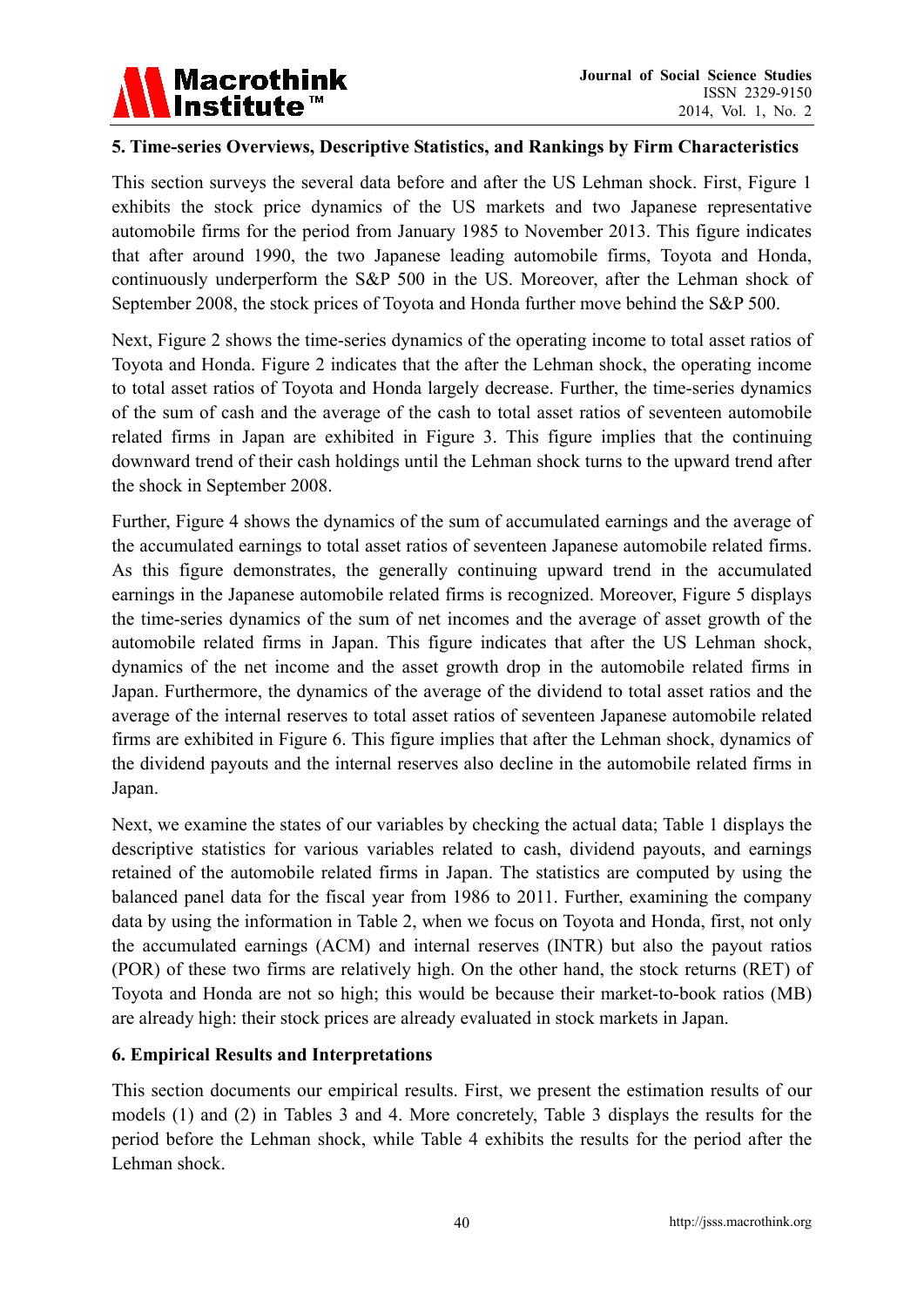## 5. Time-series Overviews, Descriptive Statistics, and Rankings by Firm Characteristics

This section surveys the several data before and after the US Lehman shock. First, Figure 1 exhibits the stock price dynamics of the US markets and two Japanese representative automobile firms for the period from January 1985 to November 2013. This figure indicates that after around 1990, the two Japanese leading automobile firms, Toyota and Honda, continuously underperform the S&P 500 in the US. Moreover, after the Lehman shock of September 2008, the stock prices of Toyota and Honda further move behind the S&P 500.

Next, Figure 2 shows the time-series dynamics of the operating income to total asset ratios of Toyota and Honda. Figure 2 indicates that the after the Lehman shock, the operating income to total asset ratios of Toyota and Honda largely decrease. Further, the time-series dynamics of the sum of cash and the average of the cash to total asset ratios of seventeen automobile related firms in Japan are exhibited in Figure 3. This figure implies that the continuing downward trend of their cash holdings until the Lehman shock turns to the upward trend after the shock in September 2008.

Further, Figure 4 shows the dynamics of the sum of accumulated earnings and the average of the accumulated earnings to total asset ratios of seventeen Japanese automobile related firms. As this figure demonstrates, the generally continuing upward trend in the accumulated earnings in the Japanese automobile related firms is recognized. Moreover, Figure 5 displays the time-series dynamics of the sum of net incomes and the average of asset growth of the automobile related firms in Japan. This figure indicates that after the US Lehman shock, dynamics of the net income and the asset growth drop in the automobile related firms in Japan. Furthermore, the dynamics of the average of the dividend to total asset ratios and the average of the internal reserves to total asset ratios of seventeen Japanese automobile related firms are exhibited in Figure 6. This figure implies that after the Lehman shock, dynamics of the dividend payouts and the internal reserves also decline in the automobile related firms in Japan.

Next, we examine the states of our variables by checking the actual data; Table 1 displays the descriptive statistics for various variables related to cash, dividend payouts, and earnings retained of the automobile related firms in Japan. The statistics are computed by using the balanced panel data for the fiscal year from 1986 to 2011. Further, examining the company data by using the information in Table 2, when we focus on Toyota and Honda, first, not only the accumulated earnings (ACM) and internal reserves (INTR) but also the payout ratios (POR) of these two firms are relatively high. On the other hand, the stock returns (RET) of Toyota and Honda are not so high; this would be because their market-to-book ratios (MB) are already high: their stock prices are already evaluated in stock markets in Japan.

## 6. Empirical Results and Interpretations

This section documents our empirical results. First, we present the estimation results of our models (1) and (2) in Tables 3 and 4. More concretely, Table 3 displays the results for the period before the Lehman shock, while Table 4 exhibits the results for the period after the Lehman shock.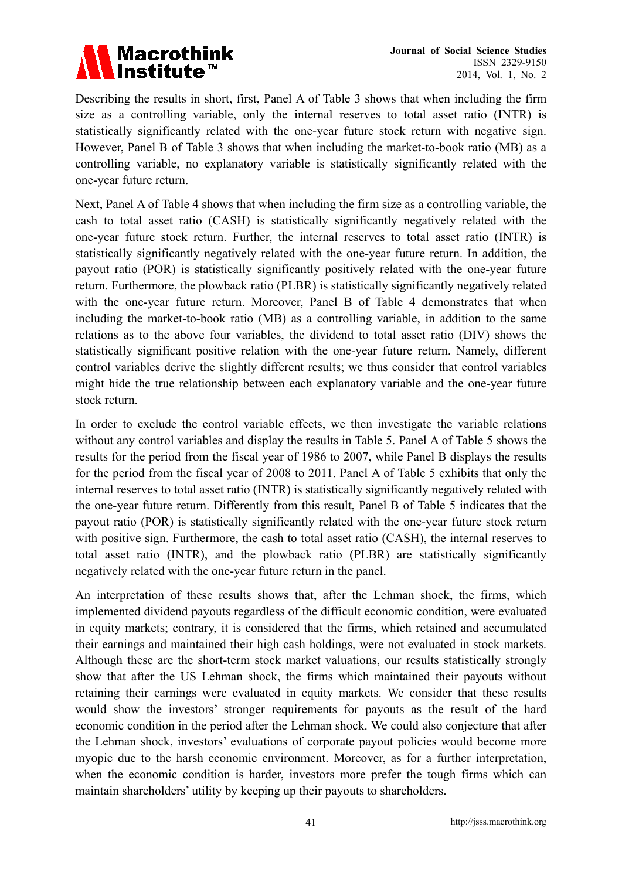Describing the results in short, first, Panel A of Table 3 shows that when including the firm size as a controlling variable, only the internal reserves to total asset ratio (INTR) is statistically significantly related with the one-year future stock return with negative sign. However, Panel B of Table 3 shows that when including the market-to-book ratio (MB) as a controlling variable, no explanatory variable is statistically significantly related with the one-year future return.

Next, Panel A of Table 4 shows that when including the firm size as a controlling variable, the cash to total asset ratio (CASH) is statistically significantly negatively related with the one-year future stock return. Further, the internal reserves to total asset ratio (INTR) is statistically significantly negatively related with the one-year future return. In addition, the payout ratio (POR) is statistically significantly positively related with the one-year future return. Furthermore, the plowback ratio (PLBR) is statistically significantly negatively related with the one-year future return. Moreover, Panel B of Table 4 demonstrates that when including the market-to-book ratio (MB) as a controlling variable, in addition to the same relations as to the above four variables, the dividend to total asset ratio (DIV) shows the statistically significant positive relation with the one-year future return. Namely, different control variables derive the slightly different results; we thus consider that control variables might hide the true relationship between each explanatory variable and the one-year future stock return.

In order to exclude the control variable effects, we then investigate the variable relations without any control variables and display the results in Table 5. Panel A of Table 5 shows the results for the period from the fiscal year of 1986 to 2007, while Panel B displays the results for the period from the fiscal year of 2008 to 2011. Panel A of Table 5 exhibits that only the internal reserves to total asset ratio (INTR) is statistically significantly negatively related with the one-year future return. Differently from this result, Panel B of Table 5 indicates that the payout ratio (POR) is statistically significantly related with the one-year future stock return with positive sign. Furthermore, the cash to total asset ratio (CASH), the internal reserves to total asset ratio (INTR), and the plowback ratio (PLBR) are statistically significantly negatively related with the one-year future return in the panel.

An interpretation of these results shows that, after the Lehman shock, the firms, which implemented dividend payouts regardless of the difficult economic condition, were evaluated in equity markets; contrary, it is considered that the firms, which retained and accumulated their earnings and maintained their high cash holdings, were not evaluated in stock markets. Although these are the short-term stock market valuations, our results statistically strongly show that after the US Lehman shock, the firms which maintained their payouts without retaining their earnings were evaluated in equity markets. We consider that these results would show the investors' stronger requirements for payouts as the result of the hard economic condition in the period after the Lehman shock. We could also conjecture that after the Lehman shock, investors' evaluations of corporate payout policies would become more myopic due to the harsh economic environment. Moreover, as for a further interpretation, when the economic condition is harder, investors more prefer the tough firms which can maintain shareholders' utility by keeping up their payouts to shareholders.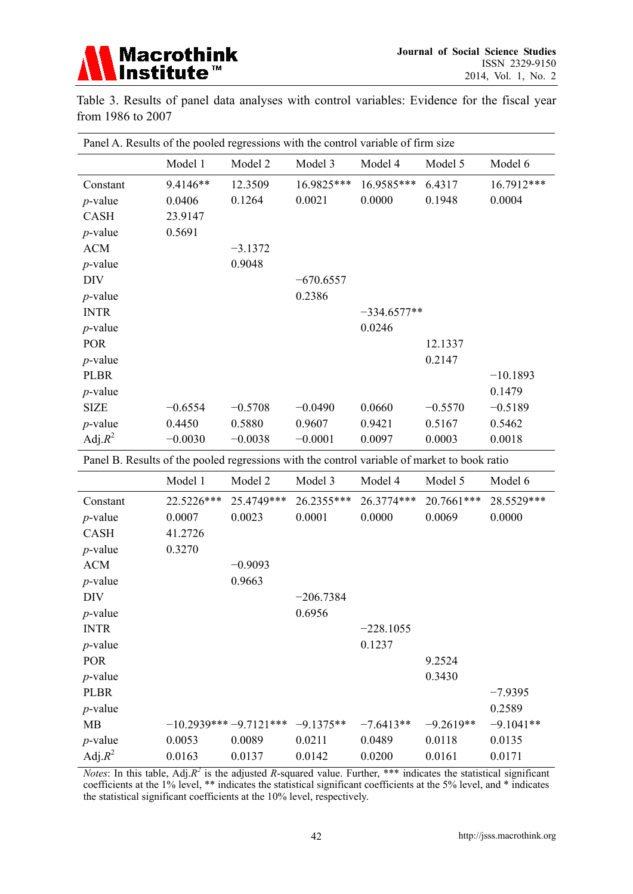Table 3. Results of panel data analyses with control variables: Evidence for the fiscal year from 1986 to 2007

| Panel A. Results of the pooled regressions with the control variable of firm size | | | | | | |
|---|---|---|---|---|---|---|
| | Model 1 | Model 2 | Model 3 | Model 4 | Model 5 | Model 6 |
| Constant | 9.4146** | 12.3509 | 16.9825*** | 16.9585*** | 6.4317 | 16.7912*** |
| *p*-value | 0.0406 | 0.1264 | 0.0021 | 0.0000 | 0.1948 | 0.0004 |
| CASH | 23.9147 | | | | | |
| *p*-value | 0.5691 | | | | | |
| ACM | | −3.1372 | | | | |
| *p*-value | | 0.9048 | | | | |
| DIV | | | −670.6557 | | | |
| *p*-value | | | 0.2386 | | | |
| INTR | | | | −334.6577** | | |
| *p*-value | | | | 0.0246 | | |
| POR | | | | | 12.1337 | |
| *p*-value | | | | | 0.2147 | |
| PLBR | | | | | | −10.1893 |
| *p*-value | | | | | | 0.1479 |
| SIZE | −0.6554 | −0.5708 | −0.0490 | 0.0660 | −0.5570 | −0.5189 |
| *p*-value | 0.4450 | 0.5880 | 0.9607 | 0.9421 | 0.5167 | 0.5462 |
| Adj.$R^2$ | −0.0030 | −0.0038 | −0.0001 | 0.0097 | 0.0003 | 0.0018 |

| Panel B. Results of the pooled regressions with the control variable of market to book ratio | | | | | | |
|---|---|---|---|---|---|---|
| | Model 1 | Model 2 | Model 3 | Model 4 | Model 5 | Model 6 |
| Constant | 22.5226*** | 25.4749*** | 26.2355*** | 26.3774*** | 20.7661*** | 28.5529*** |
| *p*-value | 0.0007 | 0.0023 | 0.0001 | 0.0000 | 0.0069 | 0.0000 |
| CASH | 41.2726 | | | | | |
| *p*-value | 0.3270 | | | | | |
| ACM | | −0.9093 | | | | |
| *p*-value | | 0.9663 | | | | |
| DIV | | | −206.7384 | | | |
| *p*-value | | | 0.6956 | | | |
| INTR | | | | −228.1055 | | |
| *p*-value | | | | 0.1237 | | |
| POR | | | | | 9.2524 | |
| *p*-value | | | | | 0.3430 | |
| PLBR | | | | | | −7.9395 |
| *p*-value | | | | | | 0.2589 |
| MB | −10.2939*** | −9.7121*** | −9.1375** | −7.6413** | −9.2619** | −9.1041** |
| *p*-value | 0.0053 | 0.0089 | 0.0211 | 0.0489 | 0.0118 | 0.0135 |
| Adj.$R^2$ | 0.0163 | 0.0137 | 0.0142 | 0.0200 | 0.0161 | 0.0171 |

*Notes*: In this table, Adj.$R^2$ is the adjusted *R*-squared value. Further, *** indicates the statistical significant coefficients at the 1% level, ** indicates the statistical significant coefficients at the 5% level, and * indicates the statistical significant coefficients at the 10% level, respectively.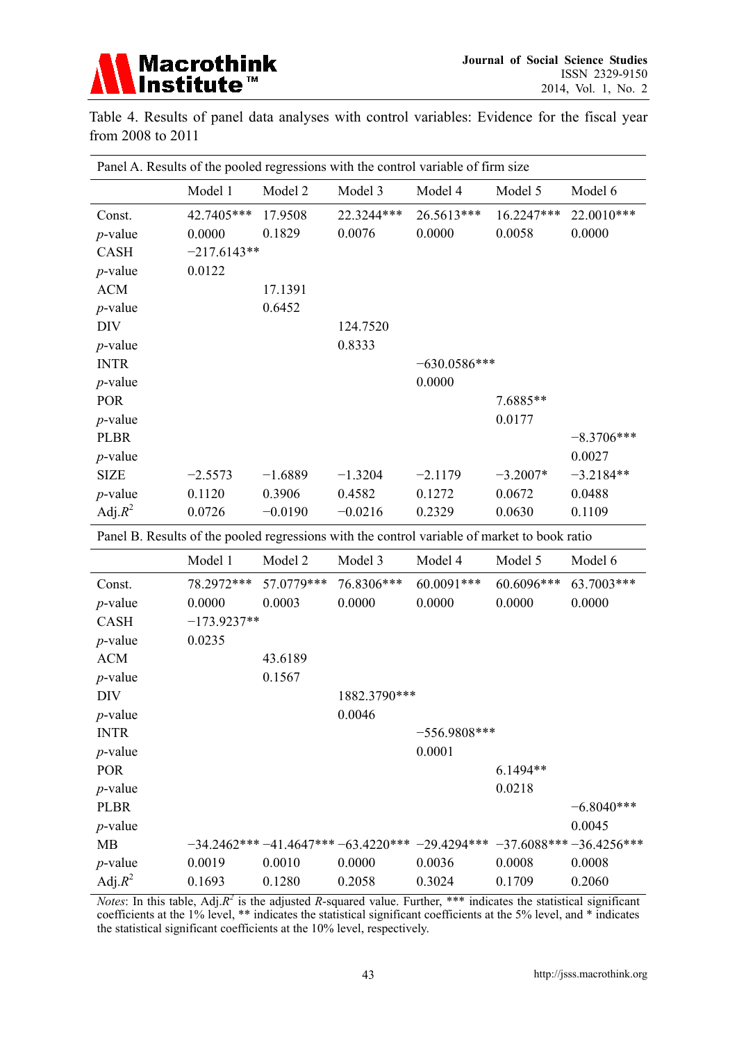Table 4. Results of panel data analyses with control variables: Evidence for the fiscal year from 2008 to 2011

| Panel A. Results of the pooled regressions with the control variable of firm size | | | | | | |
|---|---|---|---|---|---|---|
| | Model 1 | Model 2 | Model 3 | Model 4 | Model 5 | Model 6 |
| Const. | 42.7405*** | 17.9508 | 22.3244*** | 26.5613*** | 16.2247*** | 22.0010*** |
| *p*-value | 0.0000 | 0.1829 | 0.0076 | 0.0000 | 0.0058 | 0.0000 |
| CASH | −217.6143** | | | | | |
| *p*-value | 0.0122 | | | | | |
| ACM | | 17.1391 | | | | |
| *p*-value | | 0.6452 | | | | |
| DIV | | | 124.7520 | | | |
| *p*-value | | | 0.8333 | | | |
| INTR | | | | −630.0586*** | | |
| *p*-value | | | | 0.0000 | | |
| POR | | | | | 7.6885** | |
| *p*-value | | | | | 0.0177 | |
| PLBR | | | | | | −8.3706*** |
| *p*-value | | | | | | 0.0027 |
| SIZE | −2.5573 | −1.6889 | −1.3204 | −2.1179 | −3.2007* | −3.2184** |
| *p*-value | 0.1120 | 0.3906 | 0.4582 | 0.1272 | 0.0672 | 0.0488 |
| Adj.$R^2$ | 0.0726 | −0.0190 | −0.0216 | 0.2329 | 0.0630 | 0.1109 |

| Panel B. Results of the pooled regressions with the control variable of market to book ratio | | | | | | |
|---|---|---|---|---|---|---|
| | Model 1 | Model 2 | Model 3 | Model 4 | Model 5 | Model 6 |
| Const. | 78.2972*** | 57.0779*** | 76.8306*** | 60.0091*** | 60.6096*** | 63.7003*** |
| *p*-value | 0.0000 | 0.0003 | 0.0000 | 0.0000 | 0.0000 | 0.0000 |
| CASH | −173.9237** | | | | | |
| *p*-value | 0.0235 | | | | | |
| ACM | | 43.6189 | | | | |
| *p*-value | | 0.1567 | | | | |
| DIV | | | 1882.3790*** | | | |
| *p*-value | | | 0.0046 | | | |
| INTR | | | | −556.9808*** | | |
| *p*-value | | | | 0.0001 | | |
| POR | | | | | 6.1494** | |
| *p*-value | | | | | 0.0218 | |
| PLBR | | | | | | −6.8040*** |
| *p*-value | | | | | | 0.0045 |
| MB | −34.2462*** | −41.4647*** | −63.4220*** | −29.4294*** | −37.6088*** | −36.4256*** |
| *p*-value | 0.0019 | 0.0010 | 0.0000 | 0.0036 | 0.0008 | 0.0008 |
| Adj.$R^2$ | 0.1693 | 0.1280 | 0.2058 | 0.3024 | 0.1709 | 0.2060 |

*Notes*: In this table, Adj.$R^2$ is the adjusted $R$-squared value. Further, *** indicates the statistical significant coefficients at the 1% level, ** indicates the statistical significant coefficients at the 5% level, and * indicates the statistical significant coefficients at the 10% level, respectively.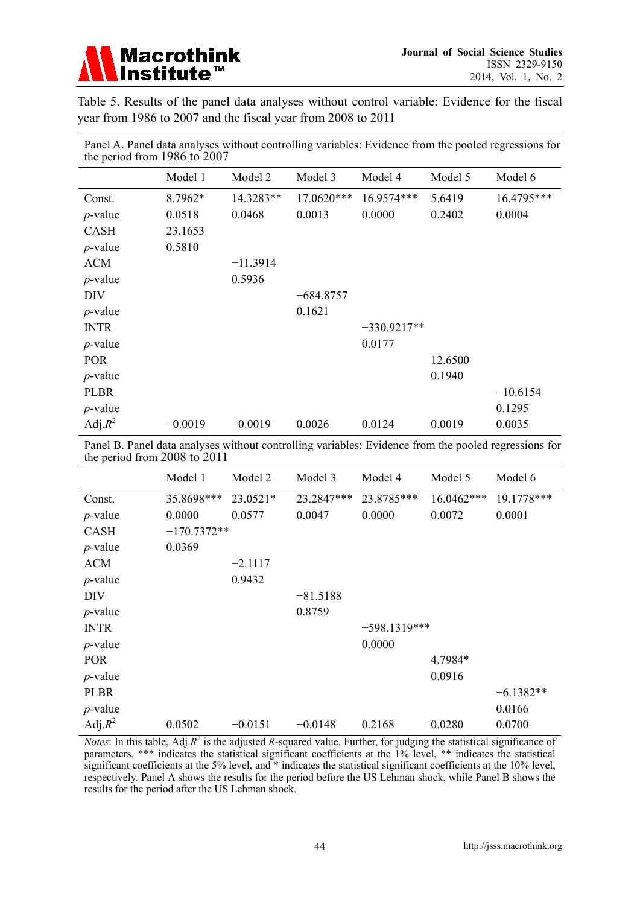Table 5. Results of the panel data analyses without control variable: Evidence for the fiscal year from 1986 to 2007 and the fiscal year from 2008 to 2011

Panel A. Panel data analyses without controlling variables: Evidence from the pooled regressions for the period from 1986 to 2007

| | Model 1 | Model 2 | Model 3 | Model 4 | Model 5 | Model 6 |
|---|---|---|---|---|---|---|
| Const. | 8.7962* | 14.3283** | 17.0620*** | 16.9574*** | 5.6419 | 16.4795*** |
| *p*-value | 0.0518 | 0.0468 | 0.0013 | 0.0000 | 0.2402 | 0.0004 |
| CASH | 23.1653 | | | | | |
| *p*-value | 0.5810 | | | | | |
| ACM | | −11.3914 | | | | |
| *p*-value | | 0.5936 | | | | |
| DIV | | | −684.8757 | | | |
| *p*-value | | | 0.1621 | | | |
| INTR | | | | −330.9217** | | |
| *p*-value | | | | 0.0177 | | |
| POR | | | | | 12.6500 | |
| *p*-value | | | | | 0.1940 | |
| PLBR | | | | | | −10.6154 |
| *p*-value | | | | | | 0.1295 |
| Adj.$R^2$ | −0.0019 | −0.0019 | 0.0026 | 0.0124 | 0.0019 | 0.0035 |

Panel B. Panel data analyses without controlling variables: Evidence from the pooled regressions for the period from 2008 to 2011

| | Model 1 | Model 2 | Model 3 | Model 4 | Model 5 | Model 6 |
|---|---|---|---|---|---|---|
| Const. | 35.8698*** | 23.0521* | 23.2847*** | 23.8785*** | 16.0462*** | 19.1778*** |
| *p*-value | 0.0000 | 0.0577 | 0.0047 | 0.0000 | 0.0072 | 0.0001 |
| CASH | −170.7372** | | | | | |
| *p*-value | 0.0369 | | | | | |
| ACM | | −2.1117 | | | | |
| *p*-value | | 0.9432 | | | | |
| DIV | | | −81.5188 | | | |
| *p*-value | | | 0.8759 | | | |
| INTR | | | | −598.1319*** | | |
| *p*-value | | | | 0.0000 | | |
| POR | | | | | 4.7984* | |
| *p*-value | | | | | 0.0916 | |
| PLBR | | | | | | −6.1382** |
| *p*-value | | | | | | 0.0166 |
| Adj.$R^2$ | 0.0502 | −0.0151 | −0.0148 | 0.2168 | 0.0280 | 0.0700 |

*Notes*: In this table, Adj.$R^2$ is the adjusted *R*-squared value. Further, for judging the statistical significance of parameters, *** indicates the statistical significant coefficients at the 1% level, ** indicates the statistical significant coefficients at the 5% level, and * indicates the statistical significant coefficients at the 10% level, respectively. Panel A shows the results for the period before the US Lehman shock, while Panel B shows the results for the period after the US Lehman shock.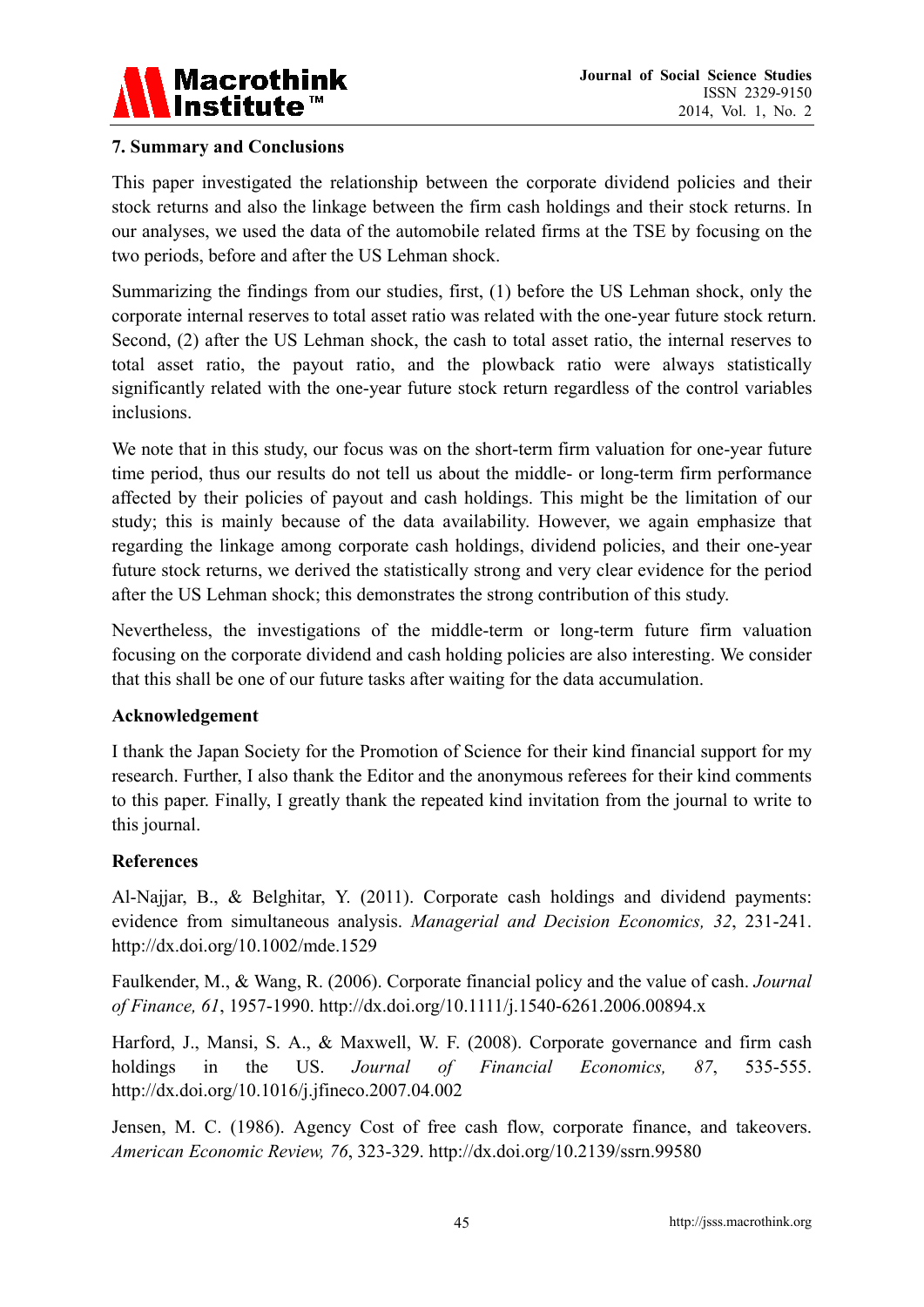## 7. Summary and Conclusions

This paper investigated the relationship between the corporate dividend policies and their stock returns and also the linkage between the firm cash holdings and their stock returns. In our analyses, we used the data of the automobile related firms at the TSE by focusing on the two periods, before and after the US Lehman shock.

Summarizing the findings from our studies, first, (1) before the US Lehman shock, only the corporate internal reserves to total asset ratio was related with the one-year future stock return. Second, (2) after the US Lehman shock, the cash to total asset ratio, the internal reserves to total asset ratio, the payout ratio, and the plowback ratio were always statistically significantly related with the one-year future stock return regardless of the control variables inclusions.

We note that in this study, our focus was on the short-term firm valuation for one-year future time period, thus our results do not tell us about the middle- or long-term firm performance affected by their policies of payout and cash holdings. This might be the limitation of our study; this is mainly because of the data availability. However, we again emphasize that regarding the linkage among corporate cash holdings, dividend policies, and their one-year future stock returns, we derived the statistically strong and very clear evidence for the period after the US Lehman shock; this demonstrates the strong contribution of this study.

Nevertheless, the investigations of the middle-term or long-term future firm valuation focusing on the corporate dividend and cash holding policies are also interesting. We consider that this shall be one of our future tasks after waiting for the data accumulation.

## Acknowledgement

I thank the Japan Society for the Promotion of Science for their kind financial support for my research. Further, I also thank the Editor and the anonymous referees for their kind comments to this paper. Finally, I greatly thank the repeated kind invitation from the journal to write to this journal.

## References

Al-Najjar, B., & Belghitar, Y. (2011). Corporate cash holdings and dividend payments: evidence from simultaneous analysis. *Managerial and Decision Economics, 32*, 231-241. http://dx.doi.org/10.1002/mde.1529

Faulkender, M., & Wang, R. (2006). Corporate financial policy and the value of cash. *Journal of Finance, 61*, 1957-1990. http://dx.doi.org/10.1111/j.1540-6261.2006.00894.x

Harford, J., Mansi, S. A., & Maxwell, W. F. (2008). Corporate governance and firm cash holdings in the US. *Journal of Financial Economics, 87*, 535-555. http://dx.doi.org/10.1016/j.jfineco.2007.04.002

Jensen, M. C. (1986). Agency Cost of free cash flow, corporate finance, and takeovers. *American Economic Review, 76*, 323-329. http://dx.doi.org/10.2139/ssrn.99580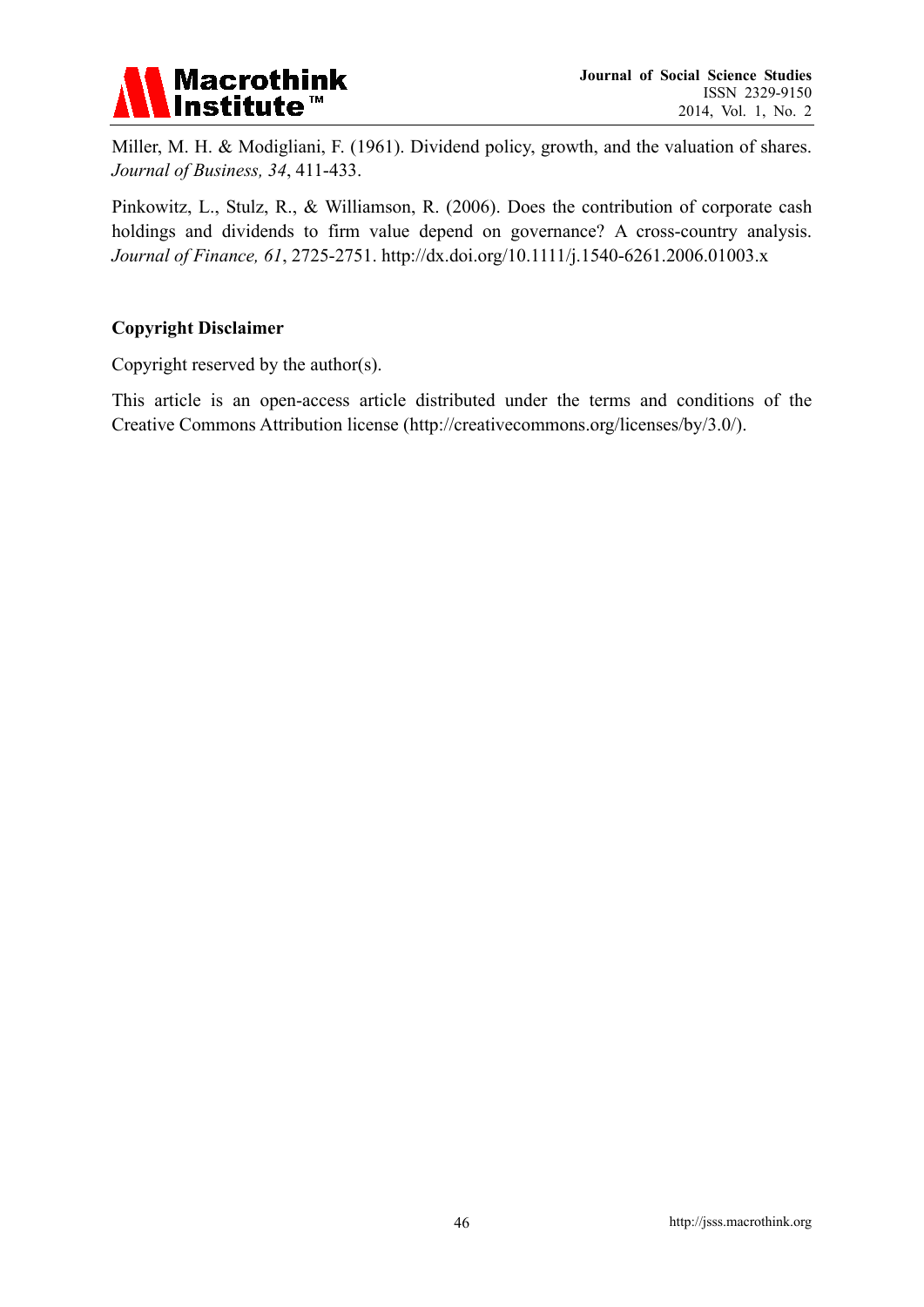Miller, M. H. & Modigliani, F. (1961). Dividend policy, growth, and the valuation of shares. *Journal of Business, 34*, 411-433.

Pinkowitz, L., Stulz, R., & Williamson, R. (2006). Does the contribution of corporate cash holdings and dividends to firm value depend on governance? A cross-country analysis. *Journal of Finance, 61*, 2725-2751. http://dx.doi.org/10.1111/j.1540-6261.2006.01003.x

**Copyright Disclaimer**

Copyright reserved by the author(s).

This article is an open-access article distributed under the terms and conditions of the Creative Commons Attribution license (http://creativecommons.org/licenses/by/3.0/).